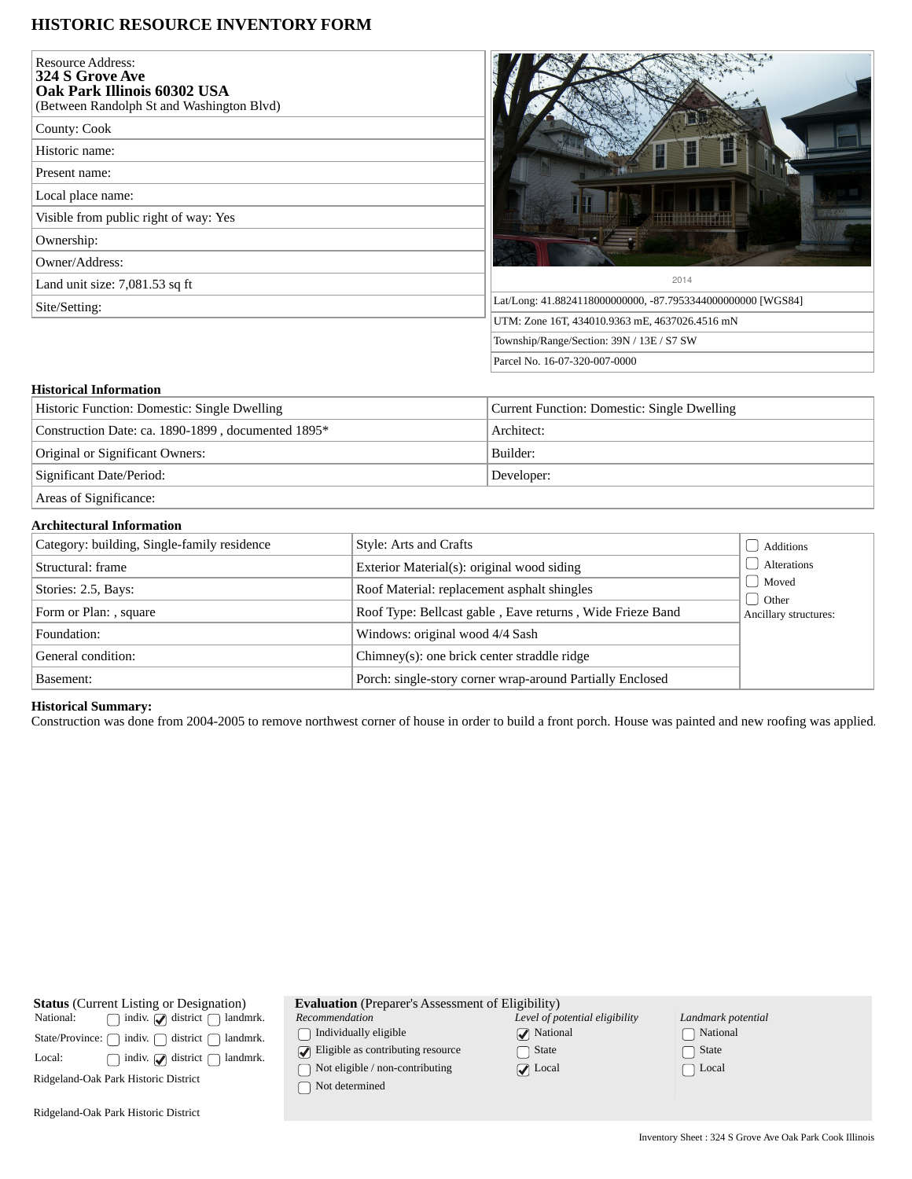# HISTORIC RESOURCE INVENTORY FORM

| | |
|---|---|
| Resource Address: **324 S Grove Ave Oak Park Illinois 60302 USA** (Between Randolph St and Washington Blvd) | |
| County: Cook | |
| Historic name: | |
| Present name: | |
| Local place name: | |
| Visible from public right of way: Yes | |
| Ownership: | |
| Owner/Address: | |
| Land unit size: 7,081.53 sq ft | |
| Site/Setting: | |

2014

| |
|---|
| Lat/Long: 41.8824118000000000, -87.7953344000000000 [WGS84] |
| UTM: Zone 16T, 434010.9363 mE, 4637026.4516 mN |
| Township/Range/Section: 39N / 13E / S7 SW |
| Parcel No. 16-07-320-007-0000 |

### Historical Information

| | |
|---|---|
| Historic Function: Domestic: Single Dwelling | Current Function: Domestic: Single Dwelling |
| Construction Date: ca. 1890-1899 , documented 1895* | Architect: |
| Original or Significant Owners: | Builder: |
| Significant Date/Period: | Developer: |
| Areas of Significance: | |

### Architectural Information

| | | |
|---|---|---|
| Category: building, Single-family residence | Style: Arts and Crafts | ☐ Additions |
| Structural: frame | Exterior Material(s): original wood siding | ☐ Alterations |
| Stories: 2.5, Bays: | Roof Material: replacement asphalt shingles | ☐ Moved |
| Form or Plan: , square | Roof Type: Bellcast gable , Eave returns , Wide Frieze Band | ☐ Other |
| Foundation: | Windows: original wood 4/4 Sash | Ancillary structures: |
| General condition: | Chimney(s): one brick center straddle ridge | |
| Basement: | Porch: single-story corner wrap-around Partially Enclosed | |

**Historical Summary:**
Construction was done from 2004-2005 to remove northwest corner of house in order to build a front porch. House was painted and new roofing was applied.

**Status** (Current Listing or Designation)

| | | | |
|---|---|---|---|
| National: | ☐ indiv. | ☑ district | ☐ landmrk. |
| State/Province: | ☐ indiv. | ☐ district | ☐ landmrk. |
| Local: | ☐ indiv. | ☑ district | ☐ landmrk. |

Ridgeland-Oak Park Historic District

Ridgeland-Oak Park Historic District

**Evaluation** (Preparer's Assessment of Eligibility)

| *Recommendation* | *Level of potential eligibility* | *Landmark potential* |
|---|---|---|
| ☐ Individually eligible | ☑ National | ☐ National |
| ☑ Eligible as contributing resource | ☐ State | ☐ State |
| ☐ Not eligible / non-contributing | ☑ Local | ☐ Local |
| ☐ Not determined | | |

Inventory Sheet : 324 S Grove Ave Oak Park Cook Illinois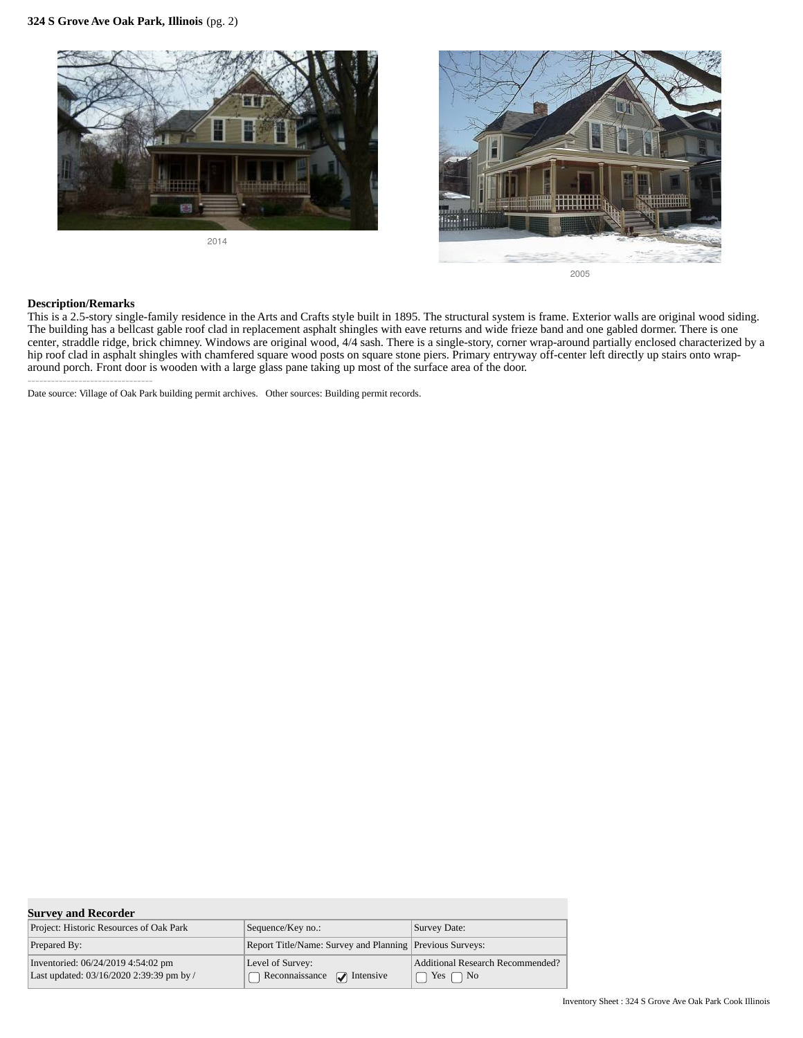**324 S Grove Ave Oak Park, Illinois** (pg. 2)

2014

2005

### Description/Remarks

This is a 2.5-story single-family residence in the Arts and Crafts style built in 1895. The structural system is frame. Exterior walls are original wood siding. The building has a bellcast gable roof clad in replacement asphalt shingles with eave returns and wide frieze band and one gabled dormer. There is one center, straddle ridge, brick chimney. Windows are original wood, 4/4 sash. There is a single-story, corner wrap-around partially enclosed characterized by a hip roof clad in asphalt shingles with chamfered square wood posts on square stone piers. Primary entryway off-center left directly up stairs onto wrap-around porch. Front door is wooden with a large glass pane taking up most of the surface area of the door.

Date source: Village of Oak Park building permit archives. Other sources: Building permit records.

### Survey and Recorder

| | | |
|---|---|---|
| Project: Historic Resources of Oak Park | Sequence/Key no.: | Survey Date: |
| Prepared By: | Report Title/Name: Survey and Planning | Previous Surveys: |
| Inventoried: 06/24/2019 4:54:02 pm<br>Last updated: 03/16/2020 2:39:39 pm by / | Level of Survey:<br>☐ Reconnaissance ☑ Intensive | Additional Research Recommended?<br>☐ Yes ☐ No |